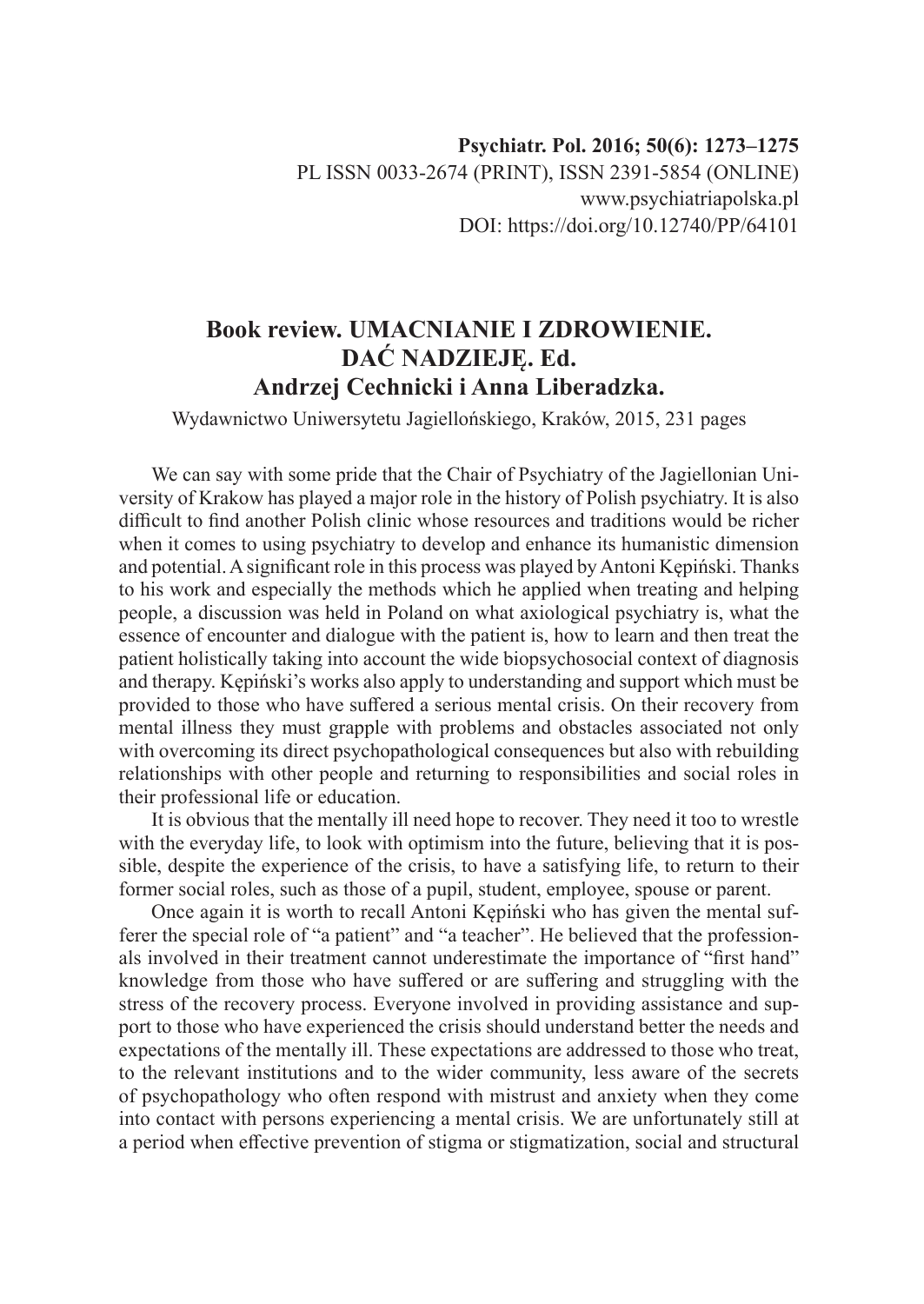# Book review. UMACNIANIE I ZDROWIENIE. DAĆ NADZIEJĘ. Ed. Andrzej Cechnicki i Anna Liberadzka.

Wydawnictwo Uniwersytetu Jagiellońskiego, Kraków, 2015, 231 pages

We can say with some pride that the Chair of Psychiatry of the Jagiellonian University of Krakow has played a major role in the history of Polish psychiatry. It is also difficult to find another Polish clinic whose resources and traditions would be richer when it comes to using psychiatry to develop and enhance its humanistic dimension and potential. A significant role in this process was played by Antoni Kępiński. Thanks to his work and especially the methods which he applied when treating and helping people, a discussion was held in Poland on what axiological psychiatry is, what the essence of encounter and dialogue with the patient is, how to learn and then treat the patient holistically taking into account the wide biopsychosocial context of diagnosis and therapy. Kępiński's works also apply to understanding and support which must be provided to those who have suffered a serious mental crisis. On their recovery from mental illness they must grapple with problems and obstacles associated not only with overcoming its direct psychopathological consequences but also with rebuilding relationships with other people and returning to responsibilities and social roles in their professional life or education.

It is obvious that the mentally ill need hope to recover. They need it too to wrestle with the everyday life, to look with optimism into the future, believing that it is possible, despite the experience of the crisis, to have a satisfying life, to return to their former social roles, such as those of a pupil, student, employee, spouse or parent.

Once again it is worth to recall Antoni Kępiński who has given the mental sufferer the special role of "a patient" and "a teacher". He believed that the professionals involved in their treatment cannot underestimate the importance of "first hand" knowledge from those who have suffered or are suffering and struggling with the stress of the recovery process. Everyone involved in providing assistance and support to those who have experienced the crisis should understand better the needs and expectations of the mentally ill. These expectations are addressed to those who treat, to the relevant institutions and to the wider community, less aware of the secrets of psychopathology who often respond with mistrust and anxiety when they come into contact with persons experiencing a mental crisis. We are unfortunately still at a period when effective prevention of stigma or stigmatization, social and structural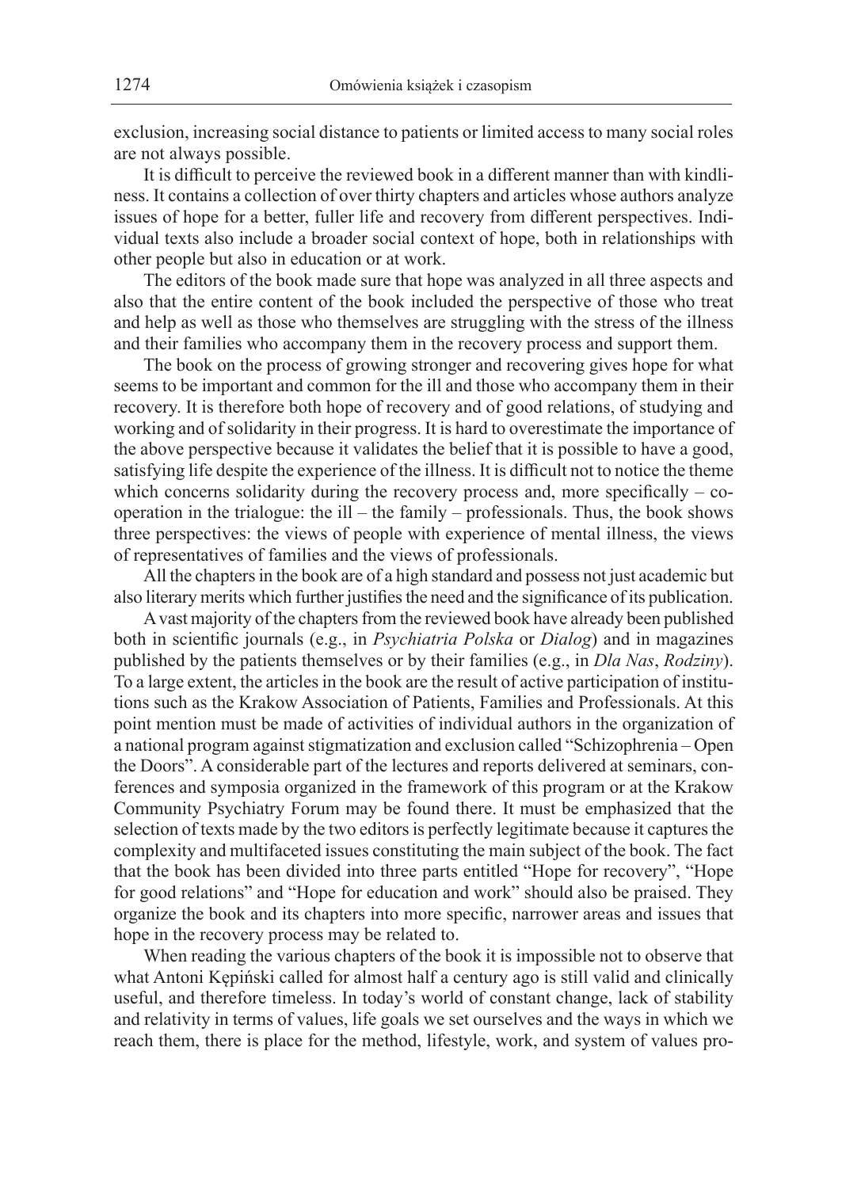exclusion, increasing social distance to patients or limited access to many social roles are not always possible.

It is difficult to perceive the reviewed book in a different manner than with kindliness. It contains a collection of over thirty chapters and articles whose authors analyze issues of hope for a better, fuller life and recovery from different perspectives. Individual texts also include a broader social context of hope, both in relationships with other people but also in education or at work.

The editors of the book made sure that hope was analyzed in all three aspects and also that the entire content of the book included the perspective of those who treat and help as well as those who themselves are struggling with the stress of the illness and their families who accompany them in the recovery process and support them.

The book on the process of growing stronger and recovering gives hope for what seems to be important and common for the ill and those who accompany them in their recovery. It is therefore both hope of recovery and of good relations, of studying and working and of solidarity in their progress. It is hard to overestimate the importance of the above perspective because it validates the belief that it is possible to have a good, satisfying life despite the experience of the illness. It is difficult not to notice the theme which concerns solidarity during the recovery process and, more specifically – cooperation in the trialogue: the ill – the family – professionals. Thus, the book shows three perspectives: the views of people with experience of mental illness, the views of representatives of families and the views of professionals.

All the chapters in the book are of a high standard and possess not just academic but also literary merits which further justifies the need and the significance of its publication.

A vast majority of the chapters from the reviewed book have already been published both in scientific journals (e.g., in *Psychiatria Polska* or *Dialog*) and in magazines published by the patients themselves or by their families (e.g., in *Dla Nas*, *Rodziny*). To a large extent, the articles in the book are the result of active participation of institutions such as the Krakow Association of Patients, Families and Professionals. At this point mention must be made of activities of individual authors in the organization of a national program against stigmatization and exclusion called "Schizophrenia – Open the Doors". A considerable part of the lectures and reports delivered at seminars, conferences and symposia organized in the framework of this program or at the Krakow Community Psychiatry Forum may be found there. It must be emphasized that the selection of texts made by the two editors is perfectly legitimate because it captures the complexity and multifaceted issues constituting the main subject of the book. The fact that the book has been divided into three parts entitled "Hope for recovery", "Hope for good relations" and "Hope for education and work" should also be praised. They organize the book and its chapters into more specific, narrower areas and issues that hope in the recovery process may be related to.

When reading the various chapters of the book it is impossible not to observe that what Antoni Kępiński called for almost half a century ago is still valid and clinically useful, and therefore timeless. In today's world of constant change, lack of stability and relativity in terms of values, life goals we set ourselves and the ways in which we reach them, there is place for the method, lifestyle, work, and system of values pro-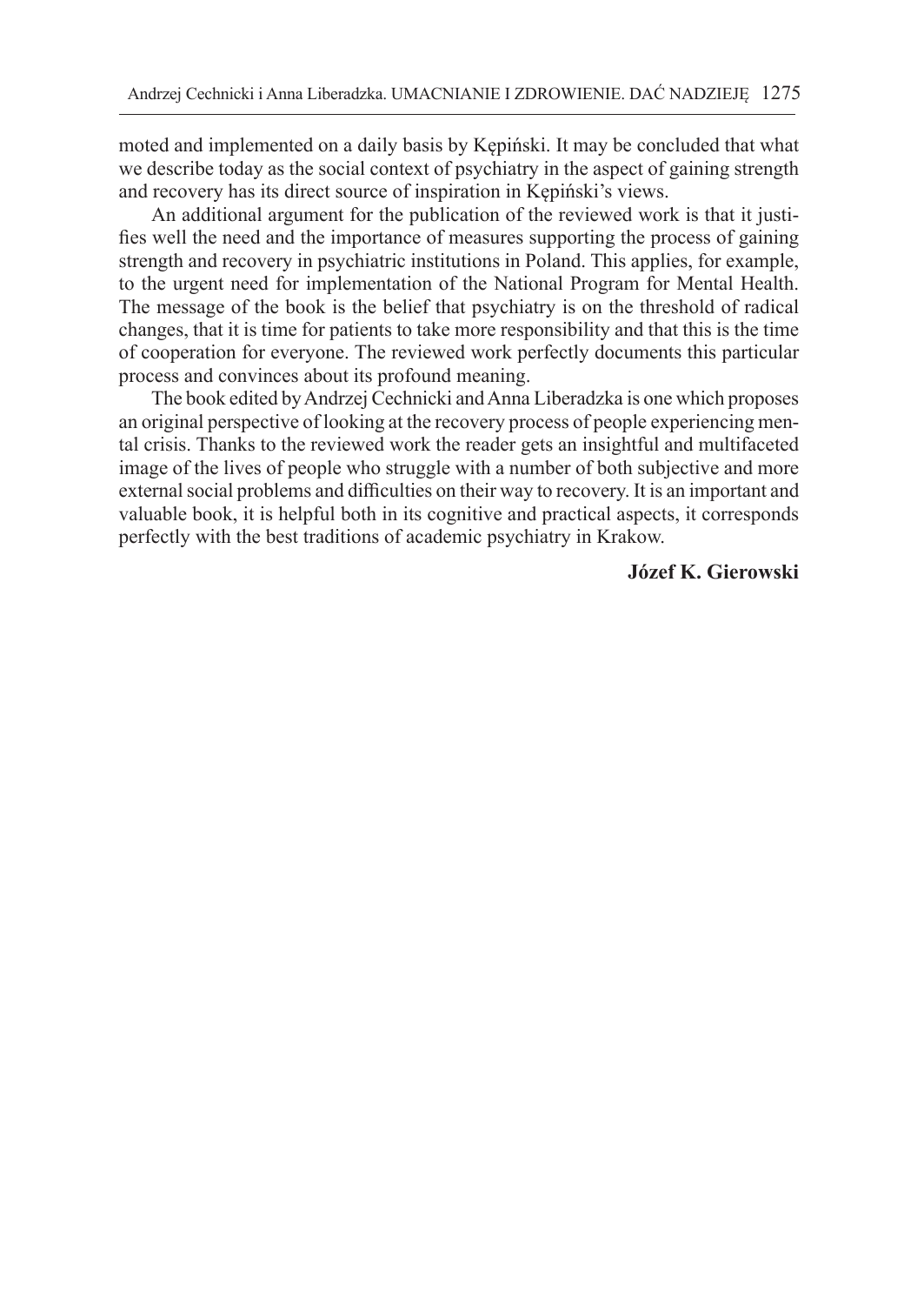moted and implemented on a daily basis by Kępiński. It may be concluded that what we describe today as the social context of psychiatry in the aspect of gaining strength and recovery has its direct source of inspiration in Kępiński's views.

An additional argument for the publication of the reviewed work is that it justifies well the need and the importance of measures supporting the process of gaining strength and recovery in psychiatric institutions in Poland. This applies, for example, to the urgent need for implementation of the National Program for Mental Health. The message of the book is the belief that psychiatry is on the threshold of radical changes, that it is time for patients to take more responsibility and that this is the time of cooperation for everyone. The reviewed work perfectly documents this particular process and convinces about its profound meaning.

The book edited by Andrzej Cechnicki and Anna Liberadzka is one which proposes an original perspective of looking at the recovery process of people experiencing mental crisis. Thanks to the reviewed work the reader gets an insightful and multifaceted image of the lives of people who struggle with a number of both subjective and more external social problems and difficulties on their way to recovery. It is an important and valuable book, it is helpful both in its cognitive and practical aspects, it corresponds perfectly with the best traditions of academic psychiatry in Krakow.

**Józef K. Gierowski**